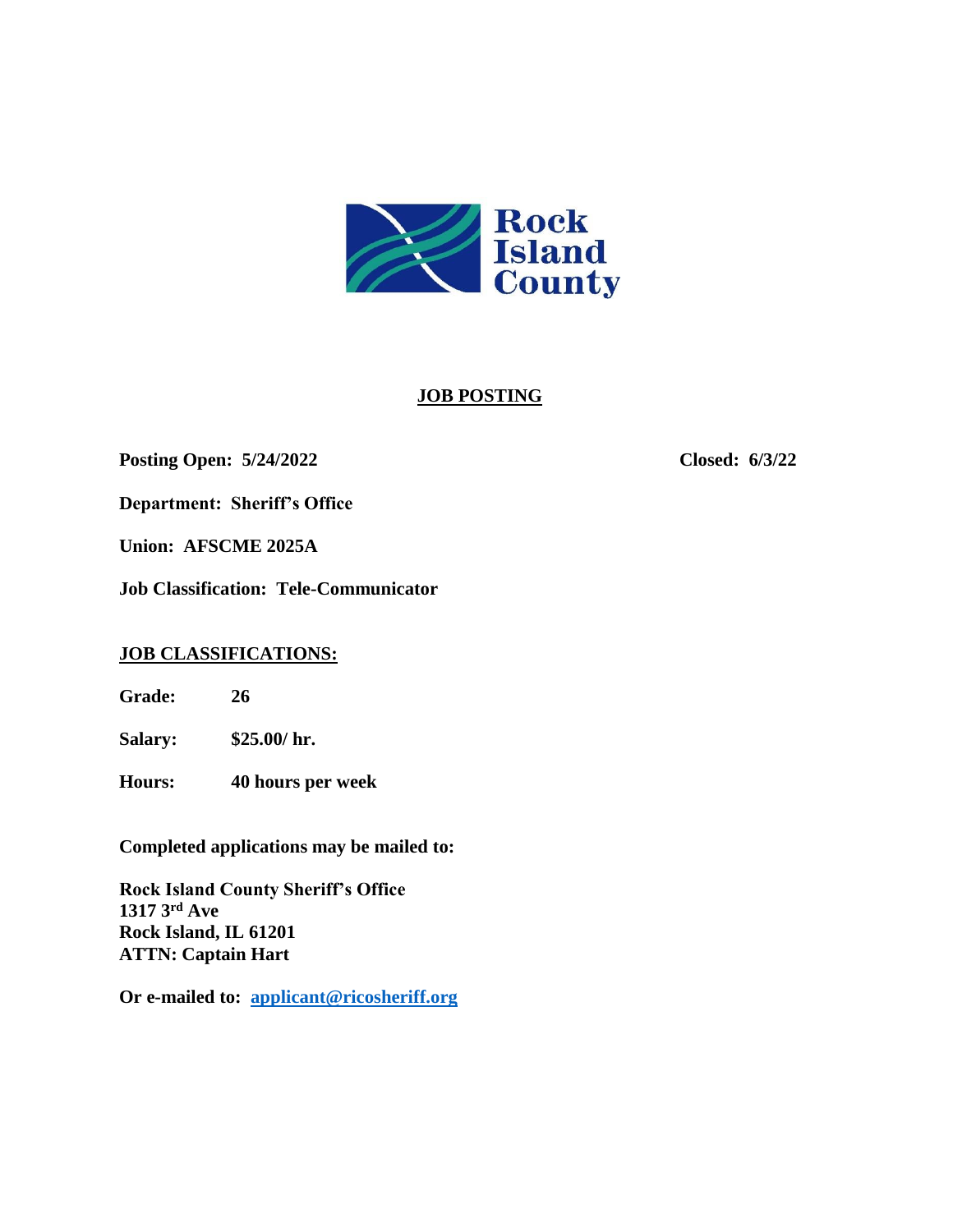Rock Island County

# JOB POSTING

**Posting Open: 5/24/2022** **Closed: 6/3/22**

**Department: Sheriff's Office**

**Union: AFSCME 2025A**

**Job Classification: Tele-Communicator**

## JOB CLASSIFICATIONS:

**Grade:** **26**

**Salary:** **$25.00/ hr.**

**Hours:** **40 hours per week**

**Completed applications may be mailed to:**

**Rock Island County Sheriff's Office**
**1317 3rd Ave**
**Rock Island, IL 61201**
**ATTN: Captain Hart**

**Or e-mailed to: applicant@ricosheriff.org**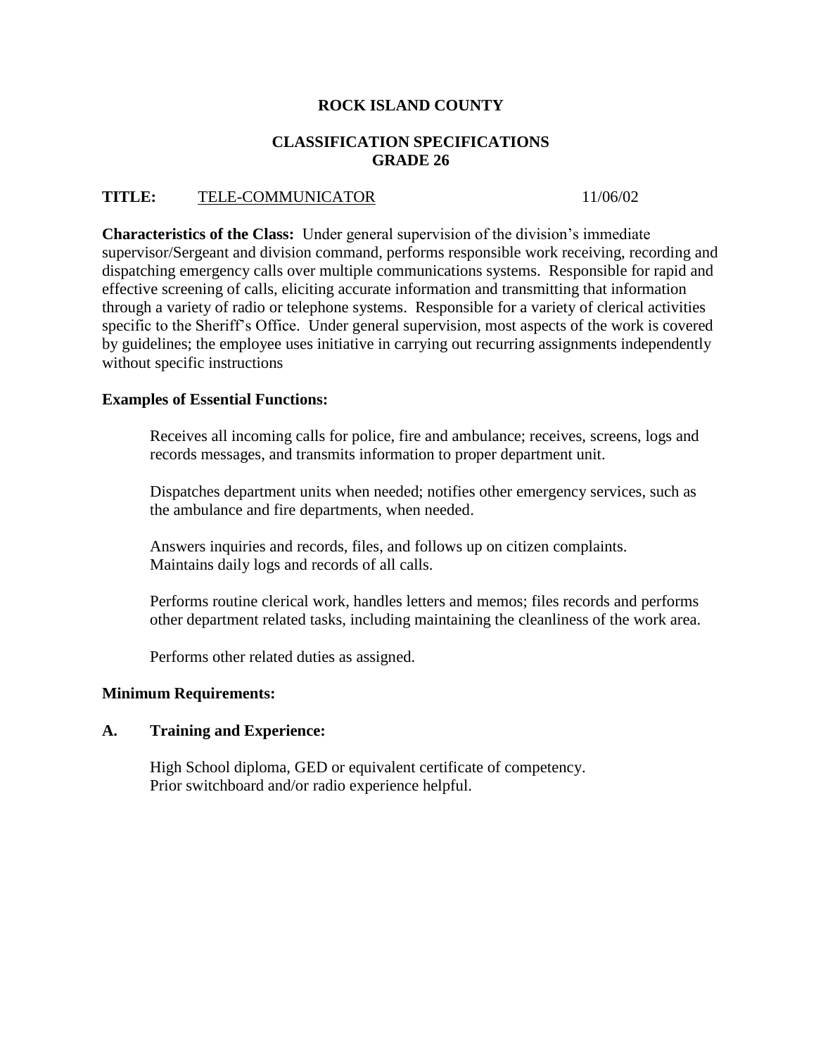**ROCK ISLAND COUNTY**

**CLASSIFICATION SPECIFICATIONS**
**GRADE 26**

**TITLE:** TELE-COMMUNICATOR 11/06/02

**Characteristics of the Class:** Under general supervision of the division's immediate supervisor/Sergeant and division command, performs responsible work receiving, recording and dispatching emergency calls over multiple communications systems. Responsible for rapid and effective screening of calls, eliciting accurate information and transmitting that information through a variety of radio or telephone systems. Responsible for a variety of clerical activities specific to the Sheriff's Office. Under general supervision, most aspects of the work is covered by guidelines; the employee uses initiative in carrying out recurring assignments independently without specific instructions

**Examples of Essential Functions:**

Receives all incoming calls for police, fire and ambulance; receives, screens, logs and records messages, and transmits information to proper department unit.

Dispatches department units when needed; notifies other emergency services, such as the ambulance and fire departments, when needed.

Answers inquiries and records, files, and follows up on citizen complaints.
Maintains daily logs and records of all calls.

Performs routine clerical work, handles letters and memos; files records and performs other department related tasks, including maintaining the cleanliness of the work area.

Performs other related duties as assigned.

**Minimum Requirements:**

**A. Training and Experience:**

High School diploma, GED or equivalent certificate of competency.
Prior switchboard and/or radio experience helpful.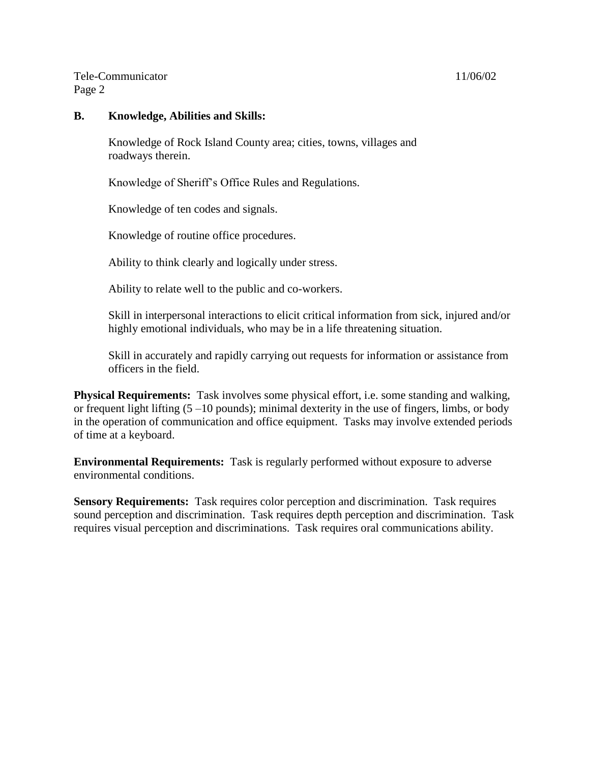## B. Knowledge, Abilities and Skills:

Knowledge of Rock Island County area; cities, towns, villages and roadways therein.

Knowledge of Sheriff's Office Rules and Regulations.

Knowledge of ten codes and signals.

Knowledge of routine office procedures.

Ability to think clearly and logically under stress.

Ability to relate well to the public and co-workers.

Skill in interpersonal interactions to elicit critical information from sick, injured and/or highly emotional individuals, who may be in a life threatening situation.

Skill in accurately and rapidly carrying out requests for information or assistance from officers in the field.

**Physical Requirements:** Task involves some physical effort, i.e. some standing and walking, or frequent light lifting (5 –10 pounds); minimal dexterity in the use of fingers, limbs, or body in the operation of communication and office equipment. Tasks may involve extended periods of time at a keyboard.

**Environmental Requirements:** Task is regularly performed without exposure to adverse environmental conditions.

**Sensory Requirements:** Task requires color perception and discrimination. Task requires sound perception and discrimination. Task requires depth perception and discrimination. Task requires visual perception and discriminations. Task requires oral communications ability.